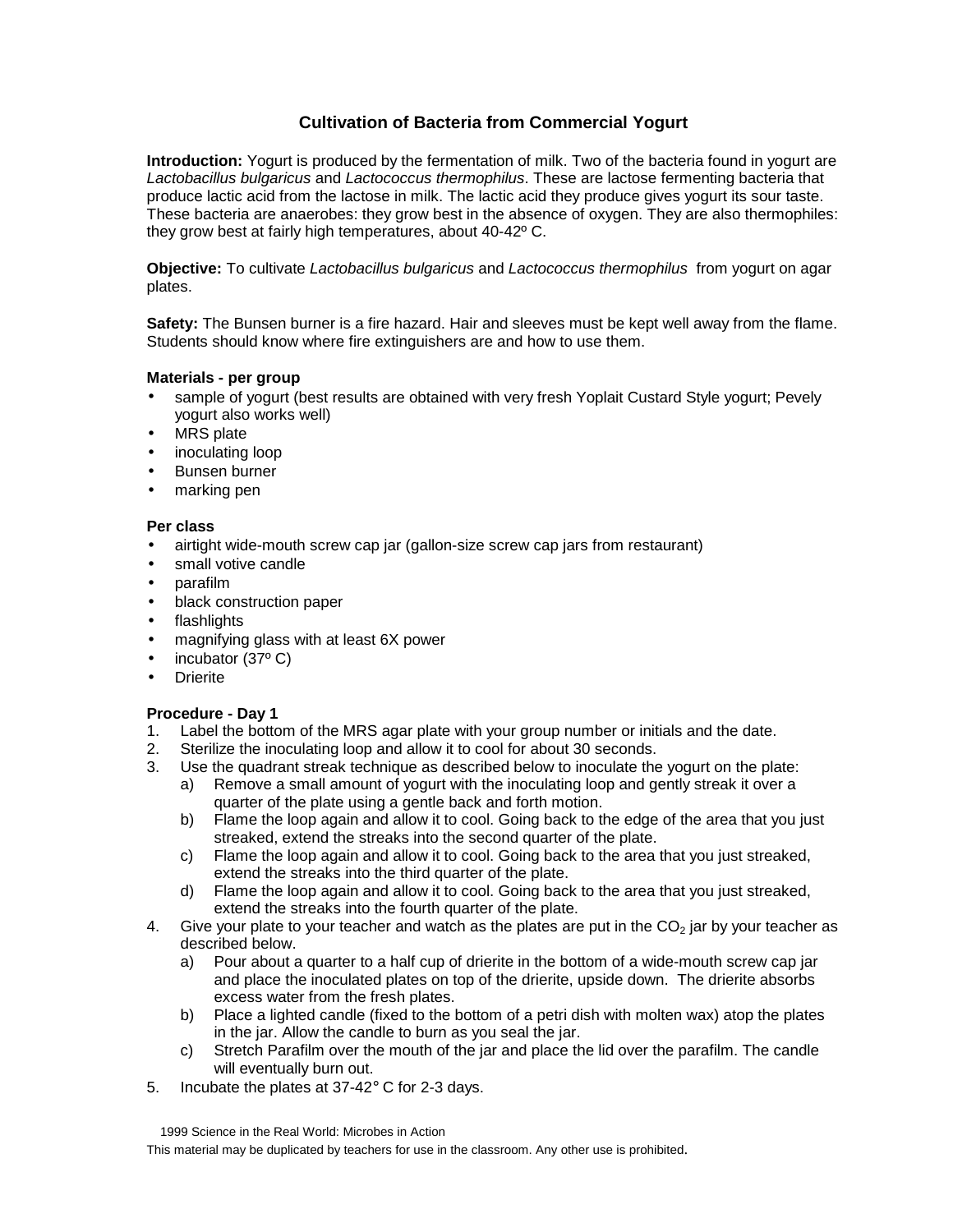# Cultivation of Bacteria from Commercial Yogurt

**Introduction:** Yogurt is produced by the fermentation of milk. Two of the bacteria found in yogurt are *Lactobacillus bulgaricus* and *Lactococcus thermophilus*. These are lactose fermenting bacteria that produce lactic acid from the lactose in milk. The lactic acid they produce gives yogurt its sour taste. These bacteria are anaerobes: they grow best in the absence of oxygen. They are also thermophiles: they grow best at fairly high temperatures, about 40-42º C.

**Objective:** To cultivate *Lactobacillus bulgaricus* and *Lactococcus thermophilus* from yogurt on agar plates.

**Safety:** The Bunsen burner is a fire hazard. Hair and sleeves must be kept well away from the flame. Students should know where fire extinguishers are and how to use them.

**Materials - per group**

- sample of yogurt (best results are obtained with very fresh Yoplait Custard Style yogurt; Pevely yogurt also works well)
- MRS plate
- inoculating loop
- Bunsen burner
- marking pen

**Per class**

- airtight wide-mouth screw cap jar (gallon-size screw cap jars from restaurant)
- small votive candle
- parafilm
- black construction paper
- flashlights
- magnifying glass with at least 6X power
- incubator (37º C)
- Drierite

**Procedure - Day 1**

1. Label the bottom of the MRS agar plate with your group number or initials and the date.
2. Sterilize the inoculating loop and allow it to cool for about 30 seconds.
3. Use the quadrant streak technique as described below to inoculate the yogurt on the plate:
   a) Remove a small amount of yogurt with the inoculating loop and gently streak it over a quarter of the plate using a gentle back and forth motion.
   b) Flame the loop again and allow it to cool. Going back to the edge of the area that you just streaked, extend the streaks into the second quarter of the plate.
   c) Flame the loop again and allow it to cool. Going back to the area that you just streaked, extend the streaks into the third quarter of the plate.
   d) Flame the loop again and allow it to cool. Going back to the area that you just streaked, extend the streaks into the fourth quarter of the plate.
4. Give your plate to your teacher and watch as the plates are put in the $CO_2$ jar by your teacher as described below.
   a) Pour about a quarter to a half cup of drierite in the bottom of a wide-mouth screw cap jar and place the inoculated plates on top of the drierite, upside down. The drierite absorbs excess water from the fresh plates.
   b) Place a lighted candle (fixed to the bottom of a petri dish with molten wax) atop the plates in the jar. Allow the candle to burn as you seal the jar.
   c) Stretch Parafilm over the mouth of the jar and place the lid over the parafilm. The candle will eventually burn out.
5. Incubate the plates at 37-42° C for 2-3 days.

1999 Science in the Real World: Microbes in Action

This material may be duplicated by teachers for use in the classroom. Any other use is prohibited.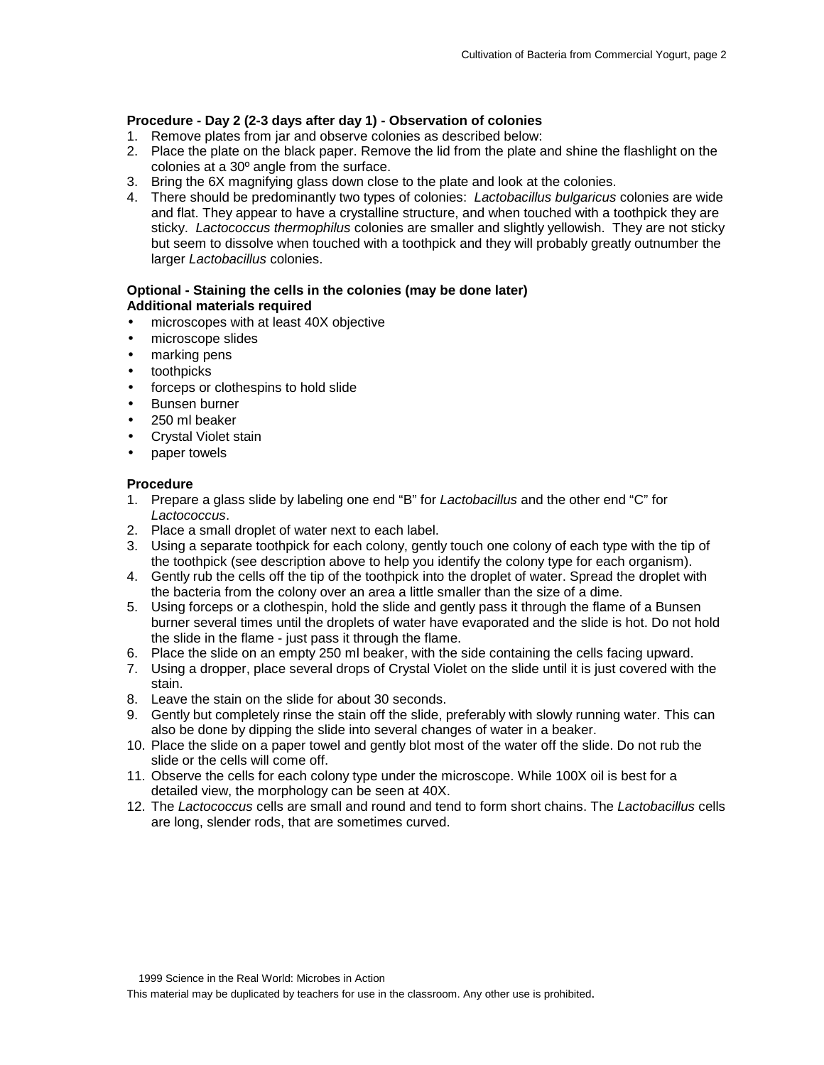**Procedure - Day 2 (2-3 days after day 1) - Observation of colonies**

1. Remove plates from jar and observe colonies as described below:
2. Place the plate on the black paper. Remove the lid from the plate and shine the flashlight on the colonies at a 30º angle from the surface.
3. Bring the 6X magnifying glass down close to the plate and look at the colonies.
4. There should be predominantly two types of colonies: *Lactobacillus bulgaricus* colonies are wide and flat. They appear to have a crystalline structure, and when touched with a toothpick they are sticky. *Lactococcus thermophilus* colonies are smaller and slightly yellowish. They are not sticky but seem to dissolve when touched with a toothpick and they will probably greatly outnumber the larger *Lactobacillus* colonies.

**Optional - Staining the cells in the colonies (may be done later)**
**Additional materials required**

- microscopes with at least 40X objective
- microscope slides
- marking pens
- toothpicks
- forceps or clothespins to hold slide
- Bunsen burner
- 250 ml beaker
- Crystal Violet stain
- paper towels

**Procedure**

1. Prepare a glass slide by labeling one end "B" for *Lactobacillus* and the other end "C" for *Lactococcus*.
2. Place a small droplet of water next to each label.
3. Using a separate toothpick for each colony, gently touch one colony of each type with the tip of the toothpick (see description above to help you identify the colony type for each organism).
4. Gently rub the cells off the tip of the toothpick into the droplet of water. Spread the droplet with the bacteria from the colony over an area a little smaller than the size of a dime.
5. Using forceps or a clothespin, hold the slide and gently pass it through the flame of a Bunsen burner several times until the droplets of water have evaporated and the slide is hot. Do not hold the slide in the flame - just pass it through the flame.
6. Place the slide on an empty 250 ml beaker, with the side containing the cells facing upward.
7. Using a dropper, place several drops of Crystal Violet on the slide until it is just covered with the stain.
8. Leave the stain on the slide for about 30 seconds.
9. Gently but completely rinse the stain off the slide, preferably with slowly running water. This can also be done by dipping the slide into several changes of water in a beaker.
10. Place the slide on a paper towel and gently blot most of the water off the slide. Do not rub the slide or the cells will come off.
11. Observe the cells for each colony type under the microscope. While 100X oil is best for a detailed view, the morphology can be seen at 40X.
12. The *Lactococcus* cells are small and round and tend to form short chains. The *Lactobacillus* cells are long, slender rods, that are sometimes curved.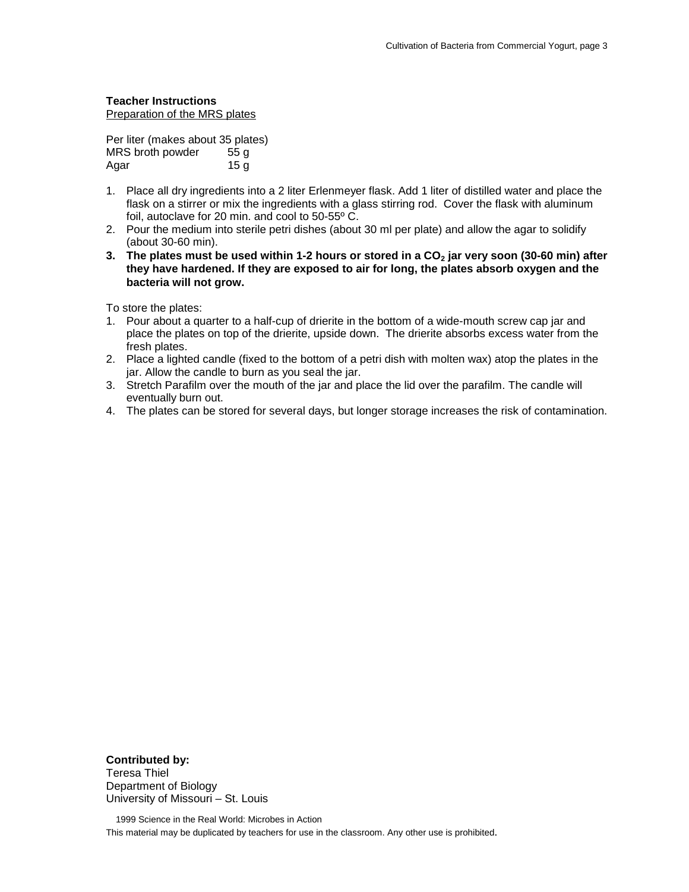**Teacher Instructions**

Preparation of the MRS plates

Per liter (makes about 35 plates)

| | |
|---|---|
| MRS broth powder | 55 g |
| Agar | 15 g |

1. Place all dry ingredients into a 2 liter Erlenmeyer flask. Add 1 liter of distilled water and place the flask on a stirrer or mix the ingredients with a glass stirring rod. Cover the flask with aluminum foil, autoclave for 20 min. and cool to 50-55º C.
2. Pour the medium into sterile petri dishes (about 30 ml per plate) and allow the agar to solidify (about 30-60 min).
3. **The plates must be used within 1-2 hours or stored in a $CO_2$ jar very soon (30-60 min) after they have hardened. If they are exposed to air for long, the plates absorb oxygen and the bacteria will not grow.**

To store the plates:

1. Pour about a quarter to a half-cup of drierite in the bottom of a wide-mouth screw cap jar and place the plates on top of the drierite, upside down. The drierite absorbs excess water from the fresh plates.
2. Place a lighted candle (fixed to the bottom of a petri dish with molten wax) atop the plates in the jar. Allow the candle to burn as you seal the jar.
3. Stretch Parafilm over the mouth of the jar and place the lid over the parafilm. The candle will eventually burn out.
4. The plates can be stored for several days, but longer storage increases the risk of contamination.

**Contributed by:**
Teresa Thiel
Department of Biology
University of Missouri – St. Louis

1999 Science in the Real World: Microbes in Action
This material may be duplicated by teachers for use in the classroom. Any other use is prohibited.